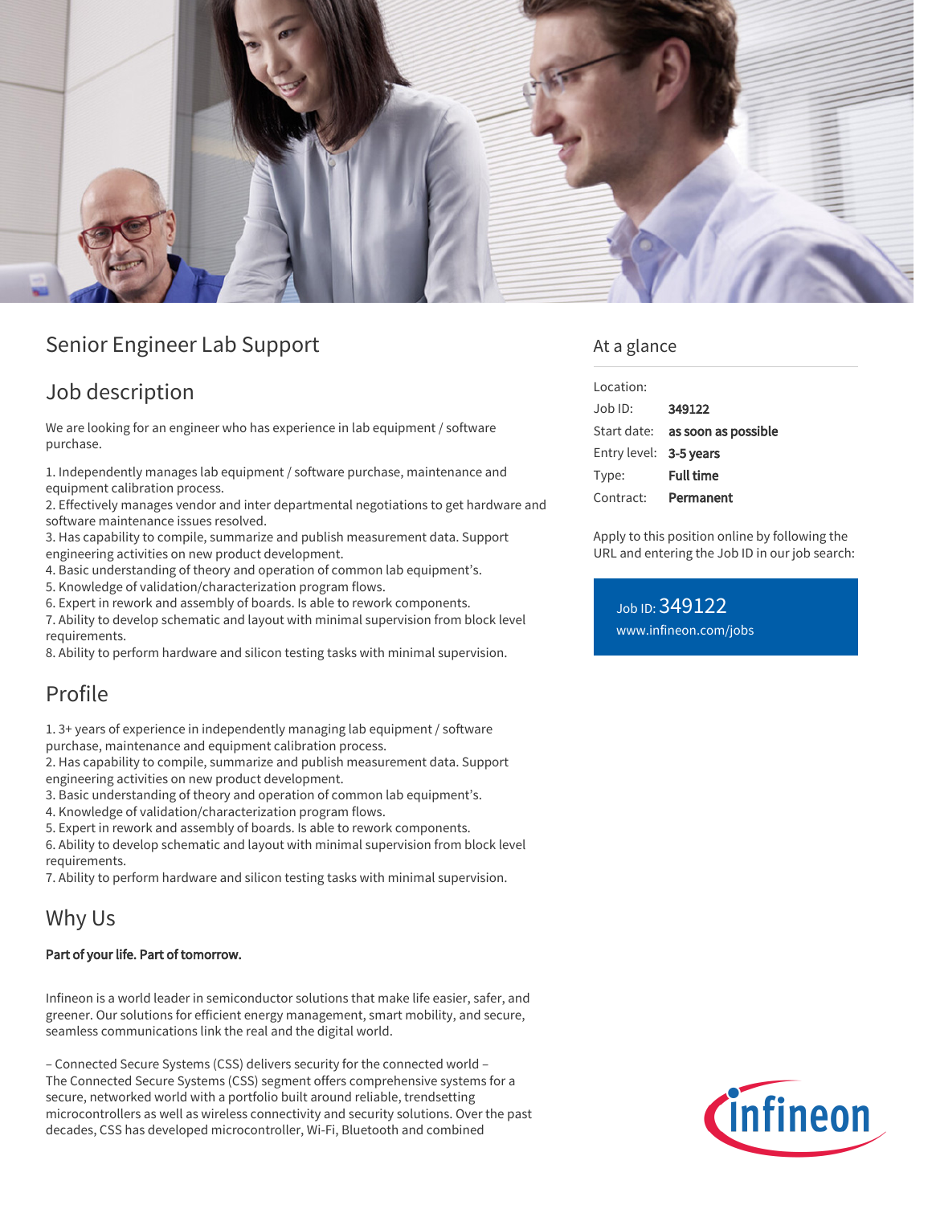# Senior Engineer Lab Support

## Job description

We are looking for an engineer who has experience in lab equipment / software purchase.

1. Independently manages lab equipment / software purchase, maintenance and equipment calibration process.
2. Effectively manages vendor and inter departmental negotiations to get hardware and software maintenance issues resolved.
3. Has capability to compile, summarize and publish measurement data. Support engineering activities on new product development.
4. Basic understanding of theory and operation of common lab equipment's.
5. Knowledge of validation/characterization program flows.
6. Expert in rework and assembly of boards. Is able to rework components.
7. Ability to develop schematic and layout with minimal supervision from block level requirements.
8. Ability to perform hardware and silicon testing tasks with minimal supervision.

## Profile

1. 3+ years of experience in independently managing lab equipment / software purchase, maintenance and equipment calibration process.
2. Has capability to compile, summarize and publish measurement data. Support engineering activities on new product development.
3. Basic understanding of theory and operation of common lab equipment's.
4. Knowledge of validation/characterization program flows.
5. Expert in rework and assembly of boards. Is able to rework components.
6. Ability to develop schematic and layout with minimal supervision from block level requirements.
7. Ability to perform hardware and silicon testing tasks with minimal supervision.

## Why Us

**Part of your life. Part of tomorrow.**

Infineon is a world leader in semiconductor solutions that make life easier, safer, and greener. Our solutions for efficient energy management, smart mobility, and secure, seamless communications link the real and the digital world.

– Connected Secure Systems (CSS) delivers security for the connected world –
The Connected Secure Systems (CSS) segment offers comprehensive systems for a secure, networked world with a portfolio built around reliable, trendsetting microcontrollers as well as wireless connectivity and security solutions. Over the past decades, CSS has developed microcontroller, Wi-Fi, Bluetooth and combined

## At a glance

| | |
|---|---|
| Location: | |
| Job ID: | **349122** |
| Start date: | **as soon as possible** |
| Entry level: | **3-5 years** |
| Type: | **Full time** |
| Contract: | **Permanent** |

Apply to this position online by following the URL and entering the Job ID in our job search:

Job ID: 349122
www.infineon.com/jobs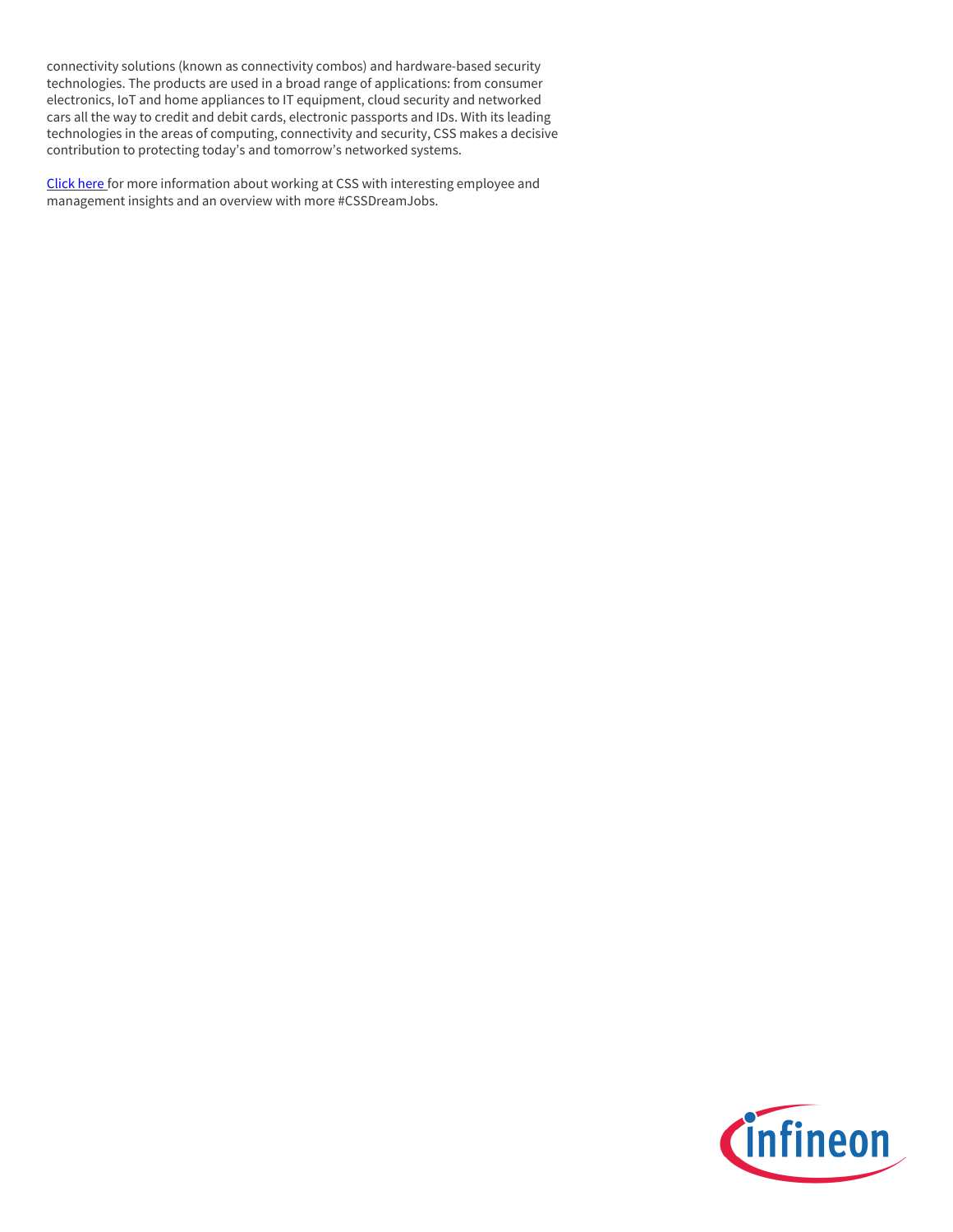connectivity solutions (known as connectivity combos) and hardware-based security technologies. The products are used in a broad range of applications: from consumer electronics, IoT and home appliances to IT equipment, cloud security and networked cars all the way to credit and debit cards, electronic passports and IDs. With its leading technologies in the areas of computing, connectivity and security, CSS makes a decisive contribution to protecting today's and tomorrow's networked systems.

Click here for more information about working at CSS with interesting employee and management insights and an overview with more #CSSDreamJobs.